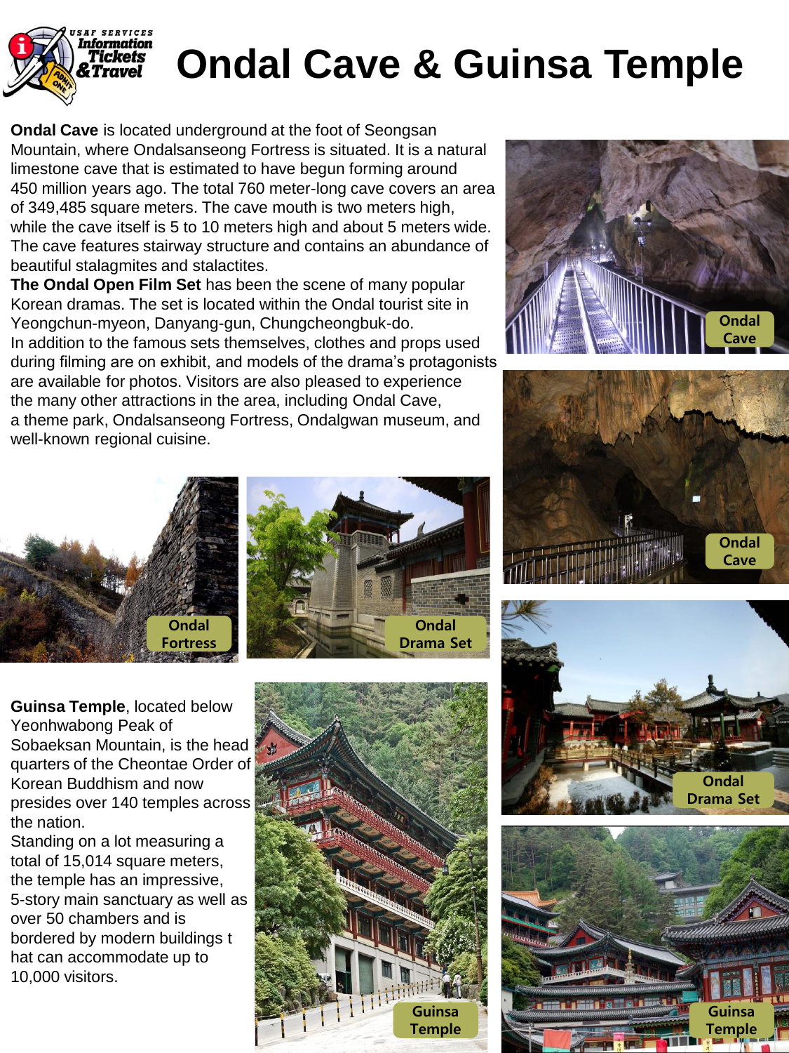# Ondal Cave & Guinsa Temple

**Ondal Cave** is located underground at the foot of Seongsan Mountain, where Ondalsanseong Fortress is situated. It is a natural limestone cave that is estimated to have begun forming around 450 million years ago. The total 760 meter-long cave covers an area of 349,485 square meters. The cave mouth is two meters high, while the cave itself is 5 to 10 meters high and about 5 meters wide. The cave features stairway structure and contains an abundance of beautiful stalagmites and stalactites.

**The Ondal Open Film Set** has been the scene of many popular Korean dramas. The set is located within the Ondal tourist site in Yeongchun-myeon, Danyang-gun, Chungcheongbuk-do. In addition to the famous sets themselves, clothes and props used during filming are on exhibit, and models of the drama's protagonists are available for photos. Visitors are also pleased to experience the many other attractions in the area, including Ondal Cave, a theme park, Ondalsanseong Fortress, Ondalgwan museum, and well-known regional cuisine.

Ondal Cave

Ondal Cave

Ondal Fortress

Ondal Drama Set

Ondal Drama Set

**Guinsa Temple**, located below Yeonhwabong Peak of Sobaeksan Mountain, is the head quarters of the Cheontae Order of Korean Buddhism and now presides over 140 temples across the nation.

Standing on a lot measuring a total of 15,014 square meters, the temple has an impressive, 5-story main sanctuary as well as over 50 chambers and is bordered by modern buildings t hat can accommodate up to 10,000 visitors.

Guinsa Temple

Guinsa Temple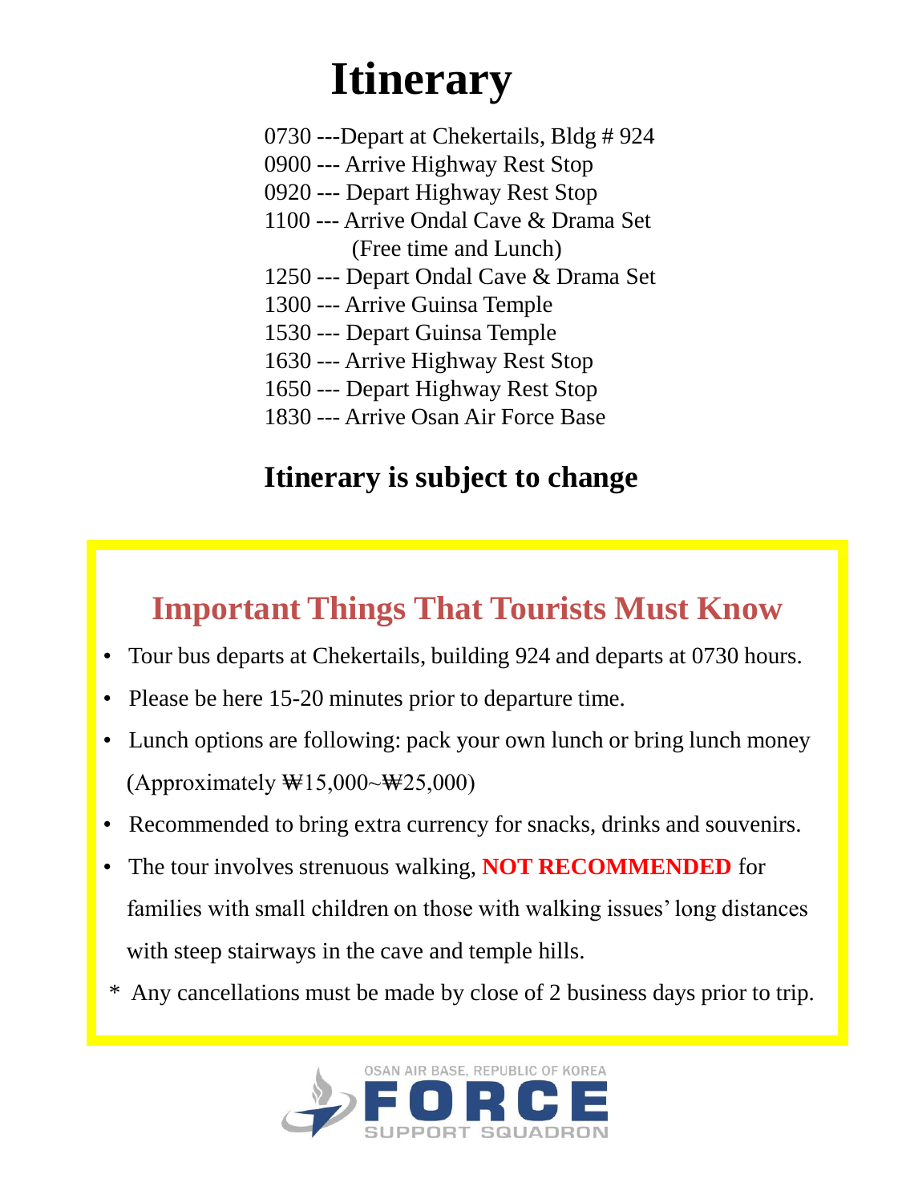# Itinerary

0730 ---Depart at Chekertails, Bldg # 924
0900 --- Arrive Highway Rest Stop
0920 --- Depart Highway Rest Stop
1100 --- Arrive Ondal Cave & Drama Set
(Free time and Lunch)
1250 --- Depart Ondal Cave & Drama Set
1300 --- Arrive Guinsa Temple
1530 --- Depart Guinsa Temple
1630 --- Arrive Highway Rest Stop
1650 --- Depart Highway Rest Stop
1830 --- Arrive Osan Air Force Base

**Itinerary is subject to change**

## Important Things That Tourists Must Know

- Tour bus departs at Chekertails, building 924 and departs at 0730 hours.
- Please be here 15-20 minutes prior to departure time.
- Lunch options are following: pack your own lunch or bring lunch money (Approximately ₩15,000~₩25,000)
- Recommended to bring extra currency for snacks, drinks and souvenirs.
- The tour involves strenuous walking, **NOT RECOMMENDED** for families with small children on those with walking issues' long distances with steep stairways in the cave and temple hills.

\* Any cancellations must be made by close of 2 business days prior to trip.

OSAN AIR BASE, REPUBLIC OF KOREA
FORCE
SUPPORT SQUADRON